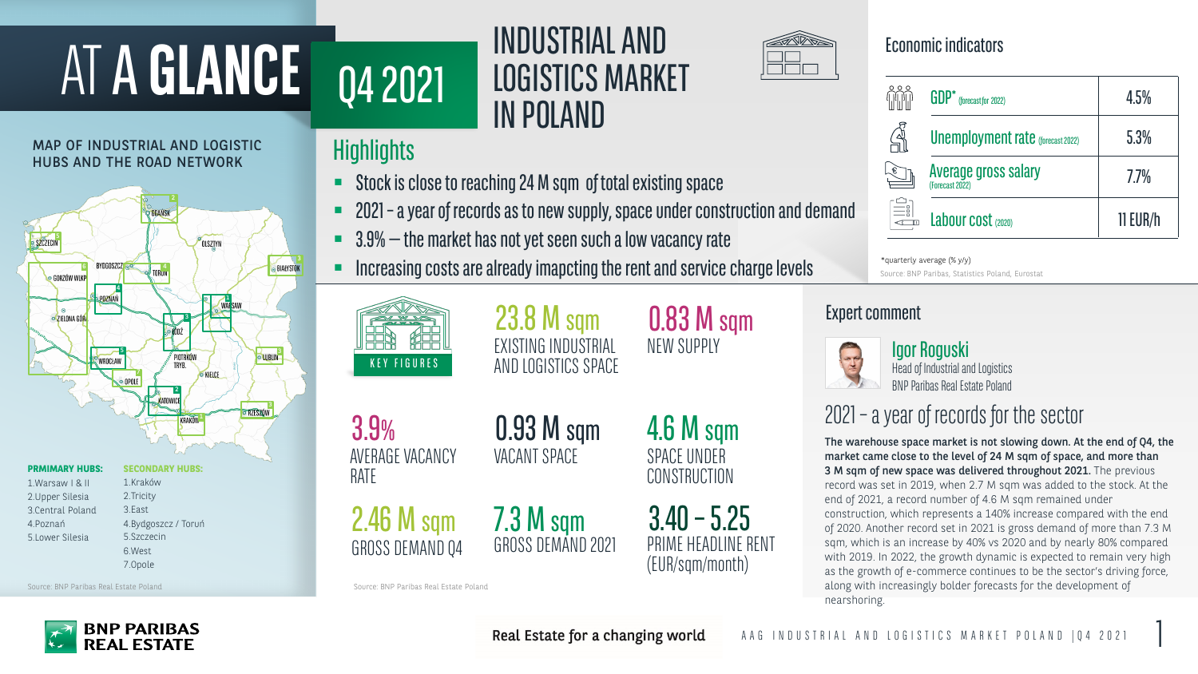# AT A GLANCE Q4 2021

# INDUSTRIAL AND LOGISTICS MARKET IN POLAND

## MAP OF INDUSTRIAL AND LOGISTIC HUBS AND THE ROAD NETWORK

**PRMIMARY HUBS:**
1. Warsaw I & II
2. Upper Silesia
3. Central Poland
4. Poznań
5. Lower Silesia

**SECONDARY HUBS:**
1. Kraków
2. Tricity
3. East
4. Bydgoszcz / Toruń
5. Szczecin
6. West
7. Opole

Source: BNP Paribas Real Estate Poland

## Highlights

- Stock is close to reaching 24 M sqm of total existing space
- 2021 – a year of records as to new supply, space under construction and demand
- 3.9% – the market has not yet seen such a low vacancy rate
- Increasing costs are already impacting the rent and service charge levels

## Economic indicators

| Indicator | Value |
|---|---|
| GDP* (forecast for 2022) | 4.5% |
| Unemployment rate (forecast 2022) | 5.3% |
| Average gross salary (Forecast 2022) | 7.7% |
| Labour cost (2020) | 11 EUR/h |

*quarterly average (% y/y)

Source: BNP Paribas, Statistics Poland, Eurostat

## KEY FIGURES

- **23.8 M sqm** EXISTING INDUSTRIAL AND LOGISTICS SPACE
- **0.83 M sqm** NEW SUPPLY
- **3.9%** AVERAGE VACANCY RATE
- **0.93 M sqm** VACANT SPACE
- **4.6 M sqm** SPACE UNDER CONSTRUCTION
- **2.46 M sqm** GROSS DEMAND Q4
- **7.3 M sqm** GROSS DEMAND 2021
- **3.40 – 5.25** PRIME HEADLINE RENT (EUR/sqm/month)

Source: BNP Paribas Real Estate Poland

## Expert comment

**Igor Roguski**
Head of Industrial and Logistics
BNP Paribas Real Estate Poland

### 2021 – a year of records for the sector

**The warehouse space market is not slowing down. At the end of Q4, the market came close to the level of 24 M sqm of space, and more than 3 M sqm of new space was delivered throughout 2021.** The previous record was set in 2019, when 2.7 M sqm was added to the stock. At the end of 2021, a record number of 4.6 M sqm remained under construction, which represents a 140% increase compared with the end of 2020. Another record set in 2021 is gross demand of more than 7.3 M sqm, which is an increase by 40% vs 2020 and by nearly 80% compared with 2019. In 2022, the growth dynamic is expected to remain very high as the growth of e-commerce continues to be the sector's driving force, along with increasingly bolder forecasts for the development of nearshoring.

Real Estate for a changing world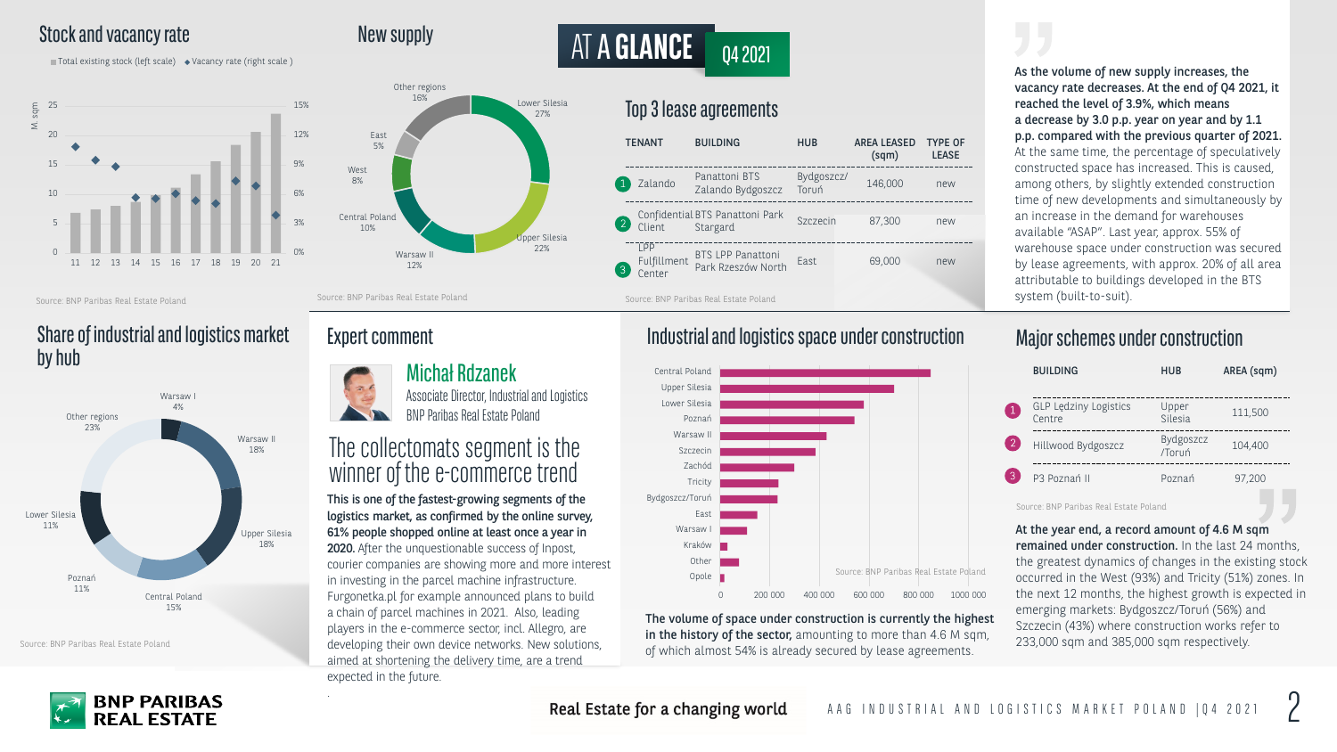# AT A GLANCE Q4 2021

## Stock and vacancy rate

Total existing stock (left scale) ◆ Vacancy rate (right scale)

Source: BNP Paribas Real Estate Poland

## New supply

| Region | Share |
| --- | --- |
| Lower Silesia | 27% |
| Upper Silesia | 22% |
| Warsaw II | 12% |
| Central Poland | 10% |
| West | 8% |
| East | 5% |
| Other regions | 16% |

Source: BNP Paribas Real Estate Poland

## Top 3 lease agreements

| | TENANT | BUILDING | HUB | AREA LEASED (sqm) | TYPE OF LEASE |
| --- | --- | --- | --- | --- | --- |
| 1 | Zalando | Panattoni BTS Zalando Bydgoszcz | Bydgoszcz/ Toruń | 146,000 | new |
| 2 | Confidential Client | BTS Panattoni Park Stargard | Szczecin | 87,300 | new |
| 3 | LPP Fulfillment Center | BTS LPP Panattoni Park Rzeszów North | East | 69,000 | new |

Source: BNP Paribas Real Estate Poland

**As the volume of new supply increases, the vacancy rate decreases. At the end of Q4 2021, it reached the level of 3.9%, which means a decrease by 3.0 p.p. year on year and by 1.1 p.p. compared with the previous quarter of 2021.** At the same time, the percentage of speculatively constructed space has increased. This is caused, among others, by slightly extended construction time of new developments and simultaneously by an increase in the demand for warehouses available "ASAP". Last year, approx. 55% of warehouse space under construction was secured by lease agreements, with approx. 20% of all area attributable to buildings developed in the BTS system (built-to-suit).

## Share of industrial and logistics market by hub

| Hub | Share |
| --- | --- |
| Warsaw I | 4% |
| Warsaw II | 18% |
| Upper Silesia | 18% |
| Central Poland | 15% |
| Poznań | 11% |
| Lower Silesia | 11% |
| Other regions | 23% |

Source: BNP Paribas Real Estate Poland

## Expert comment

**Michał Rdzanek**
Associate Director, Industrial and Logistics
BNP Paribas Real Estate Poland

### The collectomats segment is the winner of the e-commerce trend

**This is one of the fastest-growing segments of the logistics market, as confirmed by the online survey, 61% people shopped online at least once a year in 2020.** After the unquestionable success of Inpost, courier companies are showing more and more interest in investing in the parcel machine infrastructure. Furgonetka.pl for example announced plans to build a chain of parcel machines in 2021. Also, leading players in the e-commerce sector, incl. Allegro, are developing their own device networks. New solutions, aimed at shortening the delivery time, are a trend expected in the future.

## Industrial and logistics space under construction

Central Poland, Upper Silesia, Lower Silesia, Poznań, Warsaw II, Szczecin, Zachód, Tricity, Bydgoszcz/Toruń, East, Warsaw I, Kraków, Other, Opole

Source: BNP Paribas Real Estate Poland

**The volume of space under construction is currently the highest in the history of the sector,** amounting to more than 4.6 M sqm, of which almost 54% is already secured by lease agreements.

## Major schemes under construction

| | BUILDING | HUB | AREA (sqm) |
| --- | --- | --- | --- |
| 1 | GLP Lędziny Logistics Centre | Upper Silesia | 111,500 |
| 2 | Hillwood Bydgoszcz | Bydgoszcz /Toruń | 104,400 |
| 3 | P3 Poznań II | Poznań | 97,200 |

Source: BNP Paribas Real Estate Poland

**At the year end, a record amount of 4.6 M sqm remained under construction.** In the last 24 months, the greatest dynamics of changes in the existing stock occurred in the West (93%) and Tricity (51%) zones. In the next 12 months, the highest growth is expected in emerging markets: Bydgoszcz/Toruń (56%) and Szczecin (43%) where construction works refer to 233,000 sqm and 385,000 sqm respectively.

Real Estate for a changing world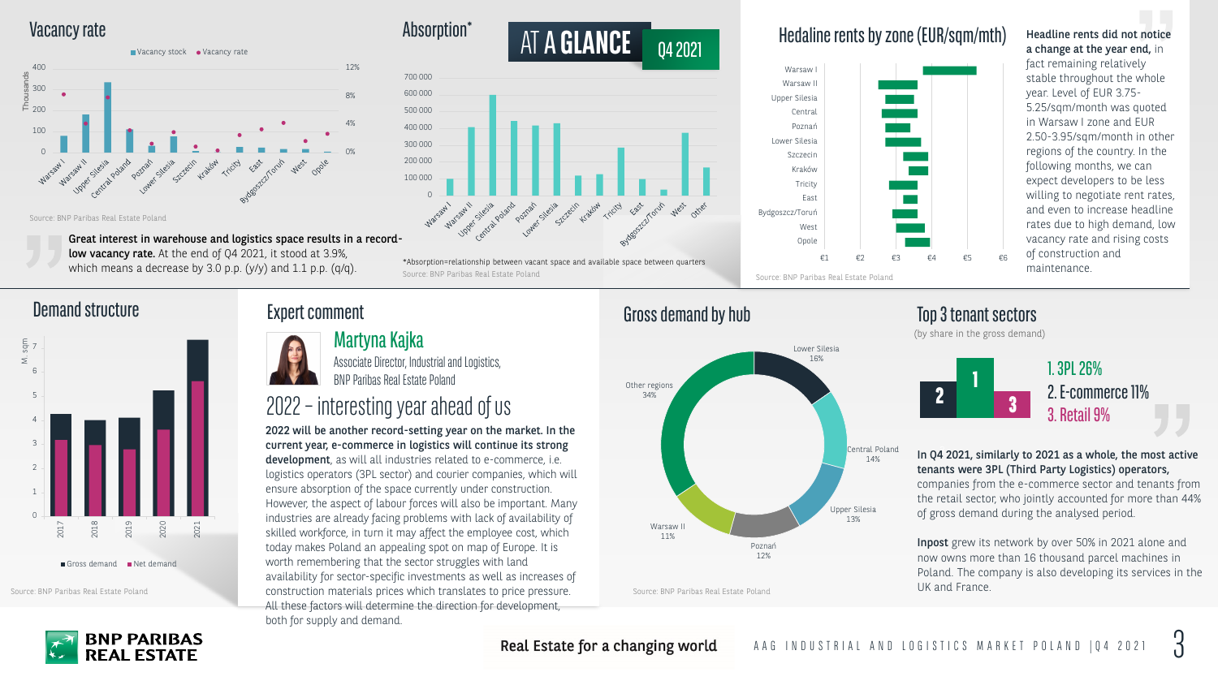# AT A GLANCE Q4 2021

## Vacancy rate

Source: BNP Paribas Real Estate Poland

**Great interest in warehouse and logistics space results in a record-low vacancy rate.** At the end of Q4 2021, it stood at 3.9%, which means a decrease by 3.0 p.p. (y/y) and 1.1 p.p. (q/q).

## Absorption*

*Absorption=relationship between vacant space and available space between quarters

Source: BNP Paribas Real Estate Poland

## Hedaline rents by zone (EUR/sqm/mth)

Source: BNP Paribas Real Estate Poland

**Headline rents did not notice a change at the year end,** in fact remaining relatively stable throughout the whole year. Level of EUR 3.75-5.25/sqm/month was quoted in Warsaw I zone and EUR 2.50-3.95/sqm/month in other regions of the country. In the following months, we can expect developers to be less willing to negotiate rent rates, and even to increase headline rates due to high demand, low vacancy rate and rising costs of construction and maintenance.

## Demand structure

Source: BNP Paribas Real Estate Poland

## Expert comment

**Martyna Kajka**
Associate Director, Industrial and Logistics, BNP Paribas Real Estate Poland

### 2022 – interesting year ahead of us

**2022 will be another record-setting year on the market. In the current year, e-commerce in logistics will continue its strong development**, as will all industries related to e-commerce, i.e. logistics operators (3PL sector) and courier companies, which will ensure absorption of the space currently under construction. However, the aspect of labour forces will also be important. Many industries are already facing problems with lack of availability of skilled workforce, in turn it may affect the employee cost, which today makes Poland an appealing spot on map of Europe. It is worth remembering that the sector struggles with land availability for sector-specific investments as well as increases of construction materials prices which translates to price pressure. All these factors will determine the direction for development, both for supply and demand.

## Gross demand by hub

| Hub | Share |
|---|---|
| Lower Silesia | 16% |
| Central Poland | 14% |
| Upper Silesia | 13% |
| Poznań | 12% |
| Warsaw II | 11% |
| Other regions | 34% |

Source: BNP Paribas Real Estate Poland

## Top 3 tenant sectors

(by share in the gross demand)

1. 3PL 26%
2. E-commerce 11%
3. Retail 9%

**In Q4 2021, similarly to 2021 as a whole, the most active tenants were 3PL (Third Party Logistics) operators,** companies from the e-commerce sector and tenants from the retail sector, who jointly accounted for more than 44% of gross demand during the analysed period.

**Inpost** grew its network by over 50% in 2021 alone and now owns more than 16 thousand parcel machines in Poland. The company is also developing its services in the UK and France.

Real Estate for a changing world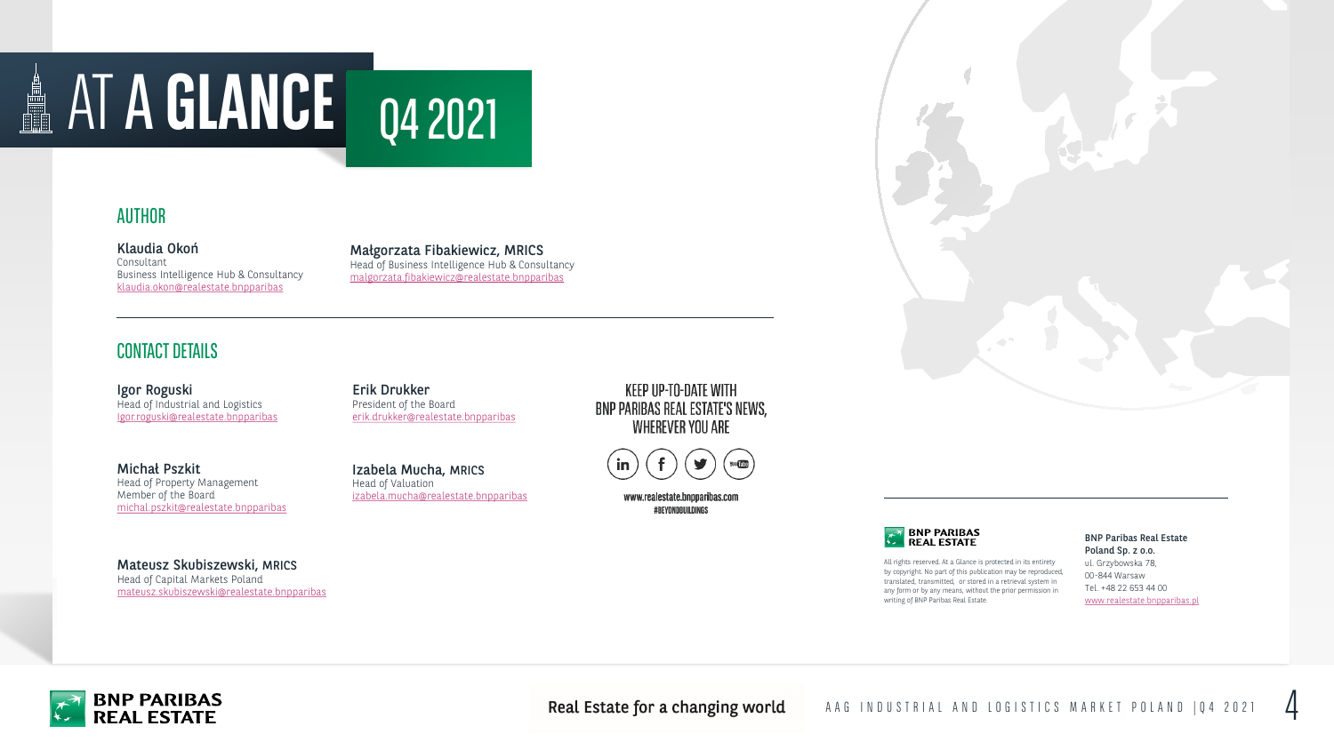# AT A GLANCE Q4 2021

## AUTHOR

**Klaudia Okoń**
Consultant
Business Intelligence Hub & Consultancy
klaudia.okon@realestate.bnpparibas

**Małgorzata Fibakiewicz, MRICS**
Head of Business Intelligence Hub & Consultancy
malgorzata.fibakiewicz@realestate.bnpparibas

## CONTACT DETAILS

**Igor Roguski**
Head of Industrial and Logistics
Igor.roguski@realestate.bnpparibas

**Erik Drukker**
President of the Board
erik.drukker@realestate.bnpparibas

**Michał Pszkit**
Head of Property Management
Member of the Board
michal.pszkit@realestate.bnpparibas

**Izabela Mucha, MRICS**
Head of Valuation
izabela.mucha@realestate.bnpparibas

**Mateusz Skubiszewski, MRICS**
Head of Capital Markets Poland
mateusz.skubiszewski@realestate.bnpparibas

KEEP UP-TO-DATE WITH BNP PARIBAS REAL ESTATE'S NEWS, WHEREVER YOU ARE

www.realestate.bnpparibas.com
#BEYONDBUILDINGS

BNP PARIBAS REAL ESTATE

All rights reserved. At a Glance is protected in its entirety by copyright. No part of this publication may be reproduced, translated, transmitted, or stored in a retrieval system in any form or by any means, without the prior permission in writing of BNP Paribas Real Estate.

**BNP Paribas Real Estate Poland Sp. z o.o.**
ul. Grzybowska 78,
00-844 Warsaw
Tel. +48 22 653 44 00
www.realestate.bnpparibas.pl

Real Estate for a changing world